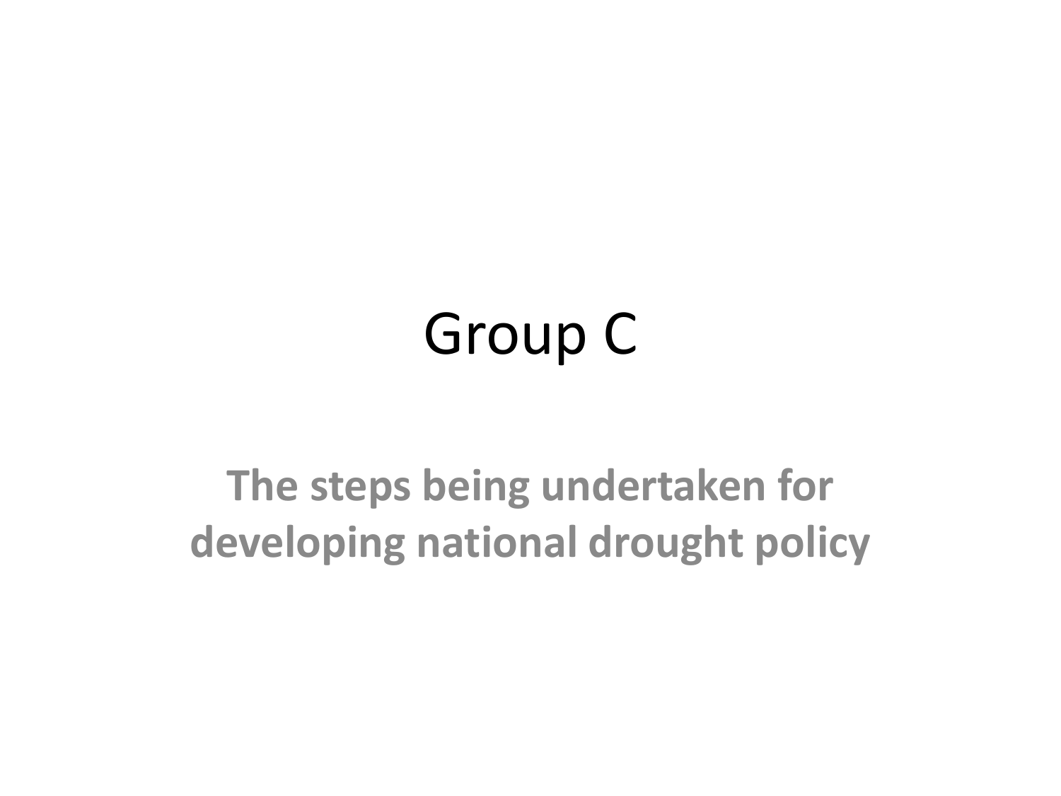# Group C

**The steps being undertaken for developing national drought policy**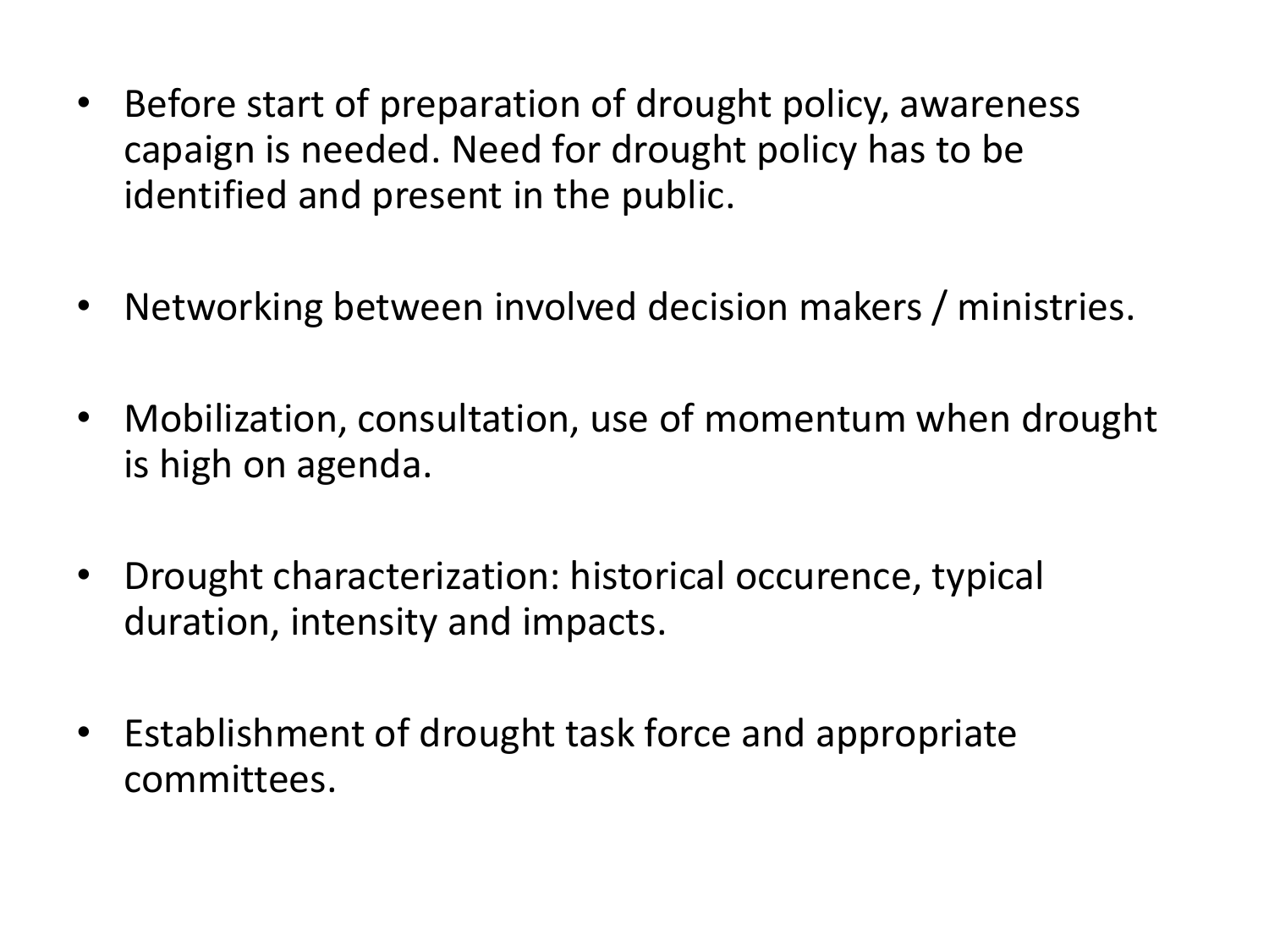- Before start of preparation of drought policy, awareness capaign is needed. Need for drought policy has to be identified and present in the public.

- Networking between involved decision makers / ministries.

- Mobilization, consultation, use of momentum when drought is high on agenda.

- Drought characterization: historical occurence, typical duration, intensity and impacts.

- Establishment of drought task force and appropriate committees.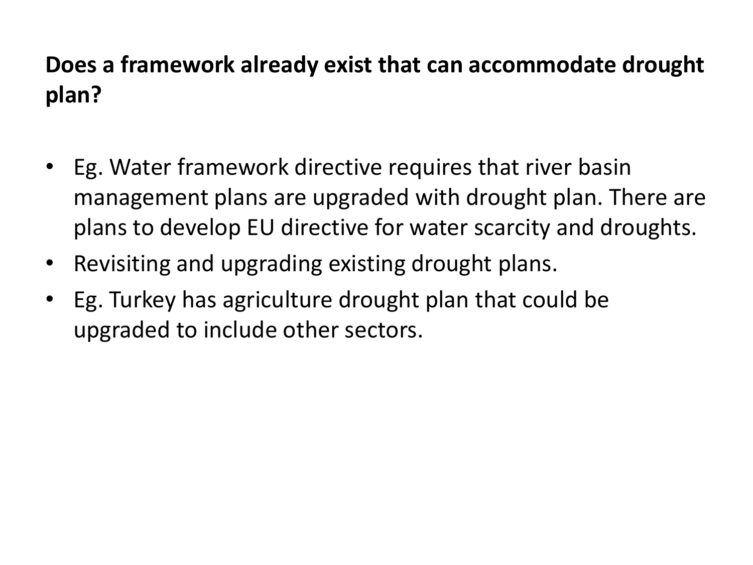## Does a framework already exist that can accommodate drought plan?

- Eg. Water framework directive requires that river basin management plans are upgraded with drought plan. There are plans to develop EU directive for water scarcity and droughts.
- Revisiting and upgrading existing drought plans.
- Eg. Turkey has agriculture drought plan that could be upgraded to include other sectors.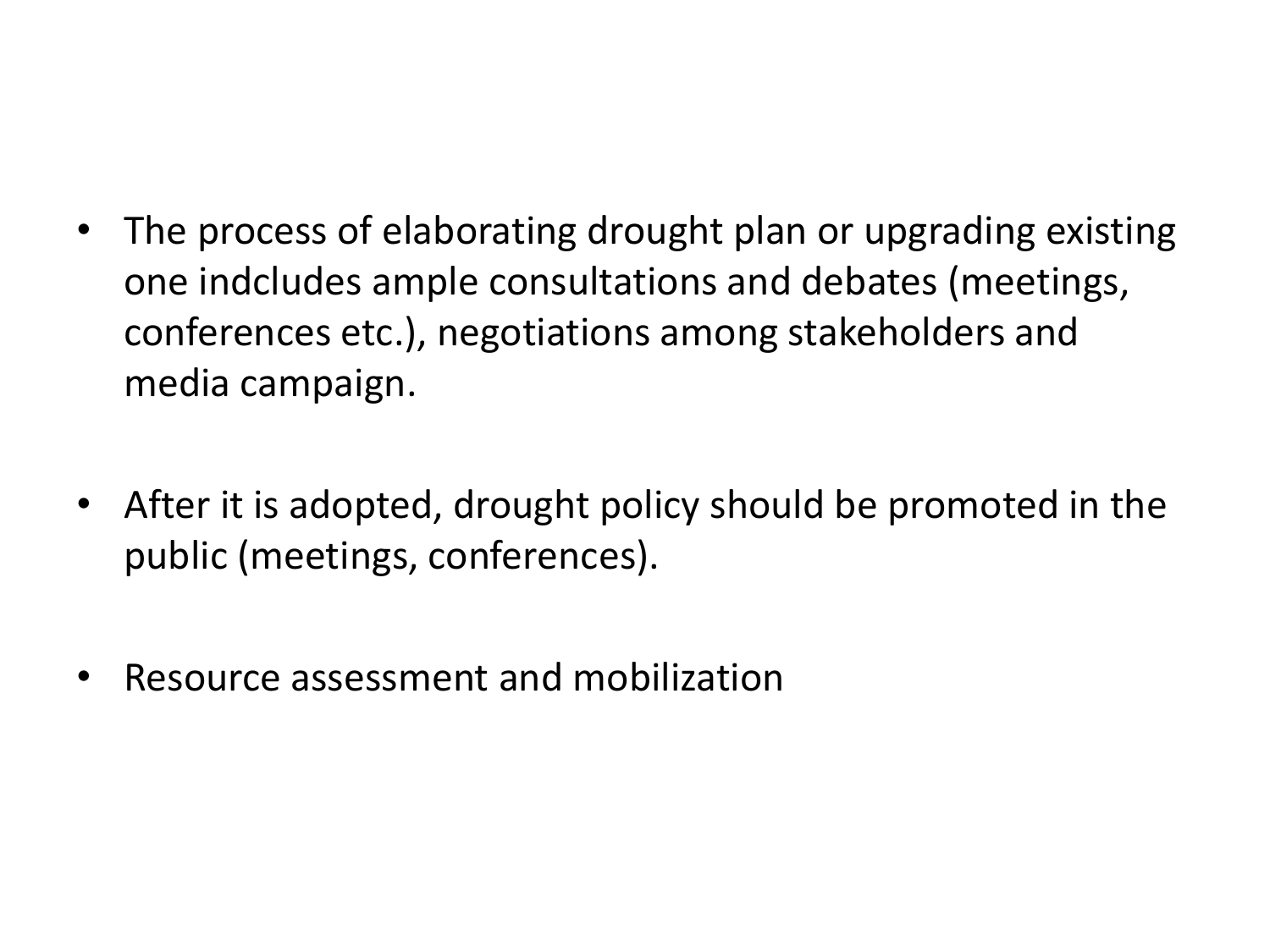- The process of elaborating drought plan or upgrading existing one indcludes ample consultations and debates (meetings, conferences etc.), negotiations among stakeholders and media campaign.

- After it is adopted, drought policy should be promoted in the public (meetings, conferences).

- Resource assessment and mobilization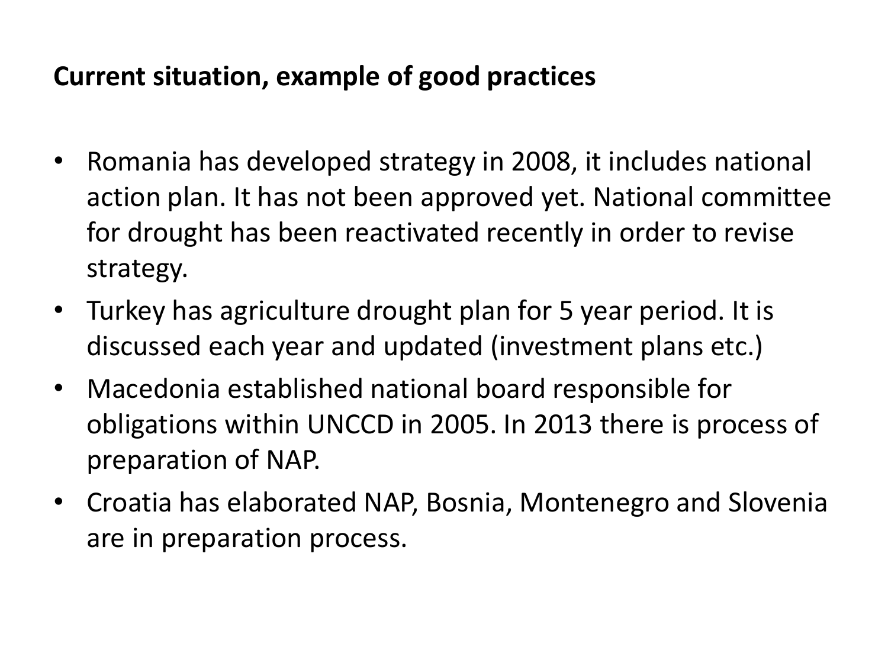**Current situation, example of good practices**

- Romania has developed strategy in 2008, it includes national action plan. It has not been approved yet. National committee for drought has been reactivated recently in order to revise strategy.
- Turkey has agriculture drought plan for 5 year period. It is discussed each year and updated (investment plans etc.)
- Macedonia established national board responsible for obligations within UNCCD in 2005. In 2013 there is process of preparation of NAP.
- Croatia has elaborated NAP, Bosnia, Montenegro and Slovenia are in preparation process.